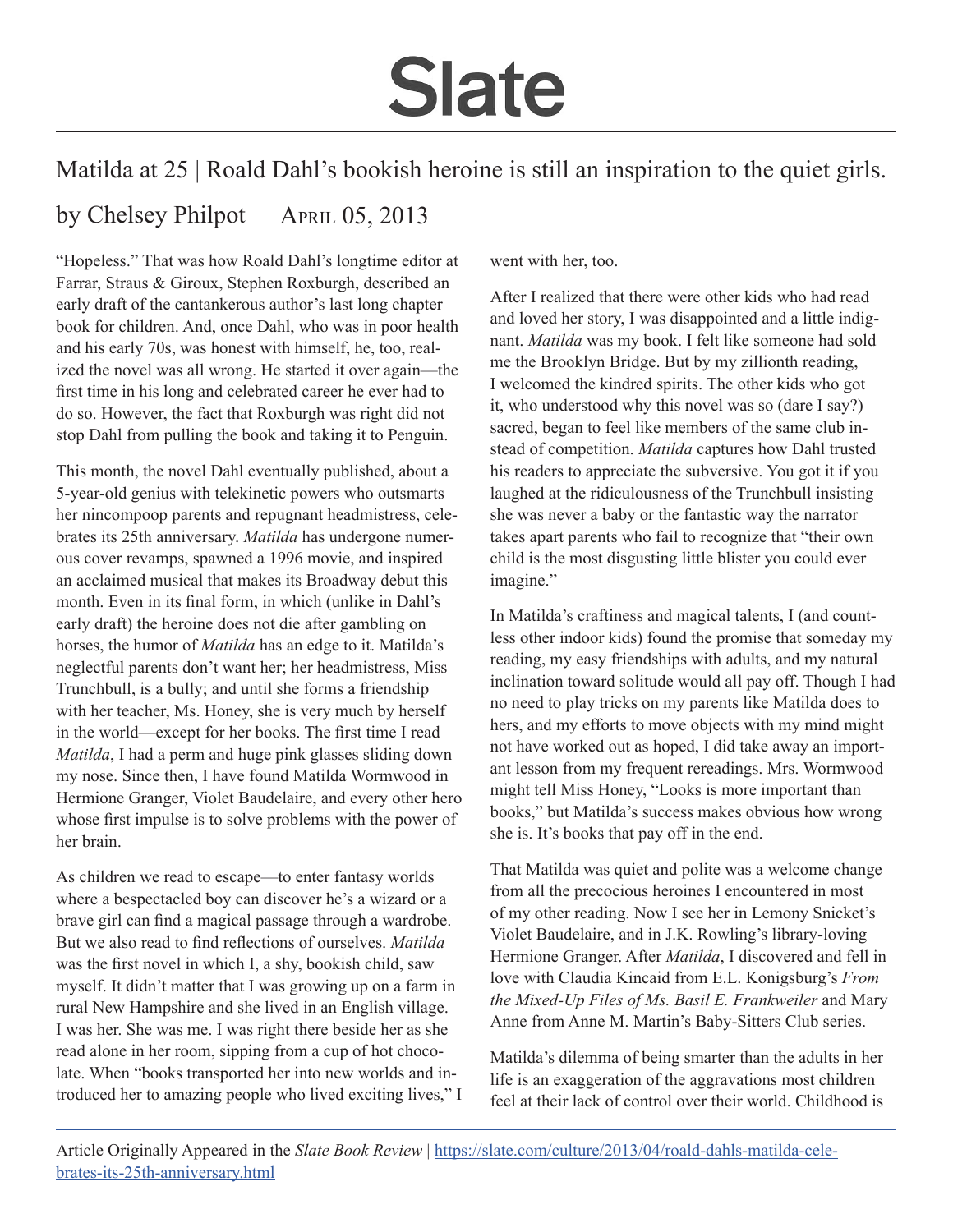# Slate

## Matilda at 25 | Roald Dahl's bookish heroine is still an inspiration to the quiet girls.

by Chelsey Philpot    April 05, 2013

"Hopeless." That was how Roald Dahl's longtime editor at Farrar, Straus & Giroux, Stephen Roxburgh, described an early draft of the cantankerous author's last long chapter book for children. And, once Dahl, who was in poor health and his early 70s, was honest with himself, he, too, realized the novel was all wrong. He started it over again—the first time in his long and celebrated career he ever had to do so. However, the fact that Roxburgh was right did not stop Dahl from pulling the book and taking it to Penguin.

This month, the novel Dahl eventually published, about a 5-year-old genius with telekinetic powers who outsmarts her nincompoop parents and repugnant headmistress, celebrates its 25th anniversary. *Matilda* has undergone numerous cover revamps, spawned a 1996 movie, and inspired an acclaimed musical that makes its Broadway debut this month. Even in its final form, in which (unlike in Dahl's early draft) the heroine does not die after gambling on horses, the humor of *Matilda* has an edge to it. Matilda's neglectful parents don't want her; her headmistress, Miss Trunchbull, is a bully; and until she forms a friendship with her teacher, Ms. Honey, she is very much by herself in the world—except for her books. The first time I read *Matilda*, I had a perm and huge pink glasses sliding down my nose. Since then, I have found Matilda Wormwood in Hermione Granger, Violet Baudelaire, and every other hero whose first impulse is to solve problems with the power of her brain.

As children we read to escape—to enter fantasy worlds where a bespectacled boy can discover he's a wizard or a brave girl can find a magical passage through a wardrobe. But we also read to find reflections of ourselves. *Matilda* was the first novel in which I, a shy, bookish child, saw myself. It didn't matter that I was growing up on a farm in rural New Hampshire and she lived in an English village. I was her. She was me. I was right there beside her as she read alone in her room, sipping from a cup of hot chocolate. When "books transported her into new worlds and introduced her to amazing people who lived exciting lives," I went with her, too.

After I realized that there were other kids who had read and loved her story, I was disappointed and a little indignant. *Matilda* was my book. I felt like someone had sold me the Brooklyn Bridge. But by my zillionth reading, I welcomed the kindred spirits. The other kids who got it, who understood why this novel was so (dare I say?) sacred, began to feel like members of the same club instead of competition. *Matilda* captures how Dahl trusted his readers to appreciate the subversive. You got it if you laughed at the ridiculousness of the Trunchbull insisting she was never a baby or the fantastic way the narrator takes apart parents who fail to recognize that "their own child is the most disgusting little blister you could ever imagine."

In Matilda's craftiness and magical talents, I (and countless other indoor kids) found the promise that someday my reading, my easy friendships with adults, and my natural inclination toward solitude would all pay off. Though I had no need to play tricks on my parents like Matilda does to hers, and my efforts to move objects with my mind might not have worked out as hoped, I did take away an important lesson from my frequent rereadings. Mrs. Wormwood might tell Miss Honey, "Looks is more important than books," but Matilda's success makes obvious how wrong she is. It's books that pay off in the end.

That Matilda was quiet and polite was a welcome change from all the precocious heroines I encountered in most of my other reading. Now I see her in Lemony Snicket's Violet Baudelaire, and in J.K. Rowling's library-loving Hermione Granger. After *Matilda*, I discovered and fell in love with Claudia Kincaid from E.L. Konigsburg's *From the Mixed-Up Files of Ms. Basil E. Frankweiler* and Mary Anne from Anne M. Martin's Baby-Sitters Club series.

Matilda's dilemma of being smarter than the adults in her life is an exaggeration of the aggravations most children feel at their lack of control over their world. Childhood is

Article Originally Appeared in the *Slate Book Review* | https://slate.com/culture/2013/04/roald-dahls-matilda-celebrates-its-25th-anniversary.html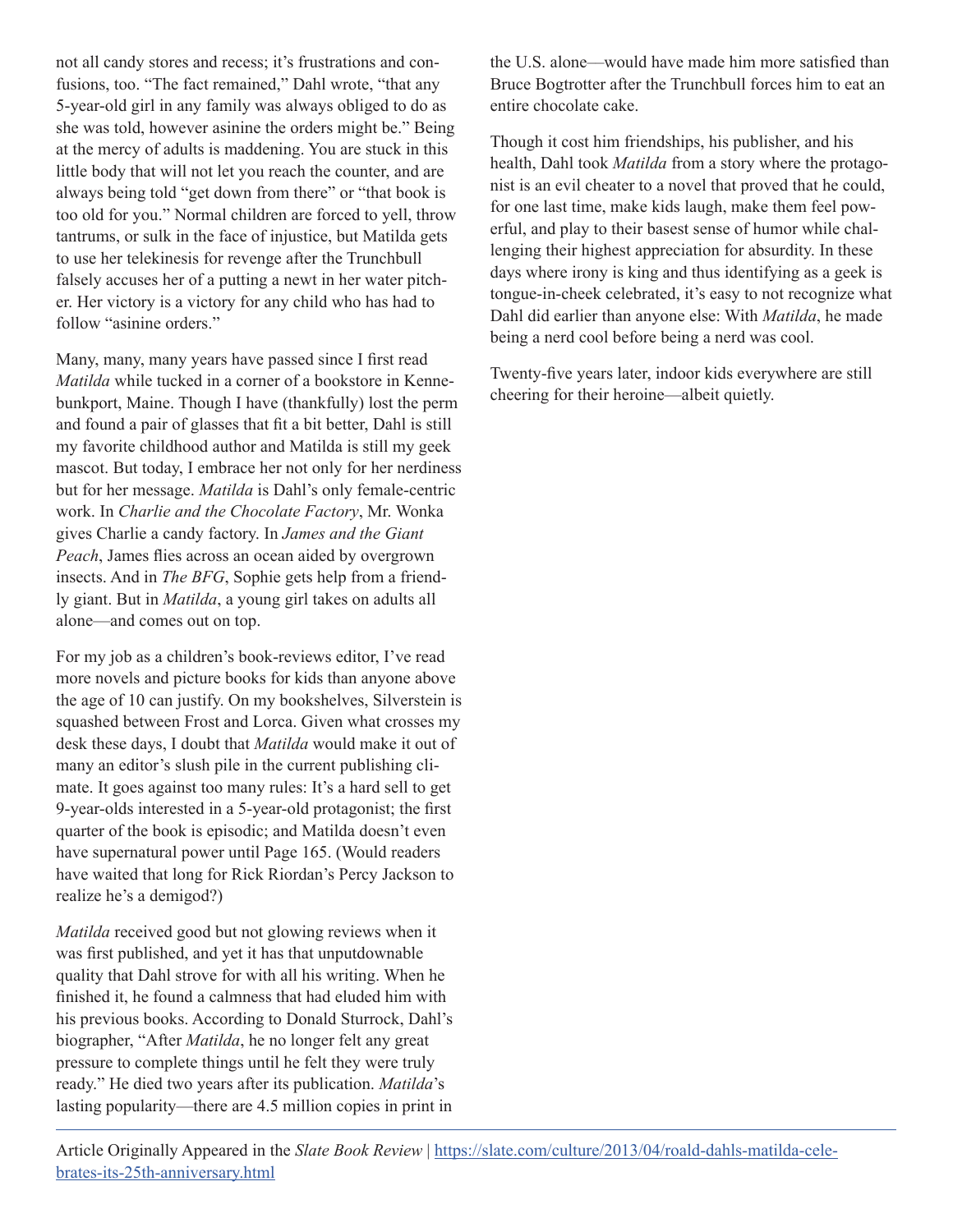not all candy stores and recess; it's frustrations and confusions, too. "The fact remained," Dahl wrote, "that any 5-year-old girl in any family was always obliged to do as she was told, however asinine the orders might be." Being at the mercy of adults is maddening. You are stuck in this little body that will not let you reach the counter, and are always being told "get down from there" or "that book is too old for you." Normal children are forced to yell, throw tantrums, or sulk in the face of injustice, but Matilda gets to use her telekinesis for revenge after the Trunchbull falsely accuses her of a putting a newt in her water pitcher. Her victory is a victory for any child who has had to follow "asinine orders."

Many, many, many years have passed since I first read *Matilda* while tucked in a corner of a bookstore in Kennebunkport, Maine. Though I have (thankfully) lost the perm and found a pair of glasses that fit a bit better, Dahl is still my favorite childhood author and Matilda is still my geek mascot. But today, I embrace her not only for her nerdiness but for her message. *Matilda* is Dahl's only female-centric work. In *Charlie and the Chocolate Factory*, Mr. Wonka gives Charlie a candy factory. In *James and the Giant Peach*, James flies across an ocean aided by overgrown insects. And in *The BFG*, Sophie gets help from a friendly giant. But in *Matilda*, a young girl takes on adults all alone—and comes out on top.

For my job as a children's book-reviews editor, I've read more novels and picture books for kids than anyone above the age of 10 can justify. On my bookshelves, Silverstein is squashed between Frost and Lorca. Given what crosses my desk these days, I doubt that *Matilda* would make it out of many an editor's slush pile in the current publishing climate. It goes against too many rules: It's a hard sell to get 9-year-olds interested in a 5-year-old protagonist; the first quarter of the book is episodic; and Matilda doesn't even have supernatural power until Page 165. (Would readers have waited that long for Rick Riordan's Percy Jackson to realize he's a demigod?)

*Matilda* received good but not glowing reviews when it was first published, and yet it has that unputdownable quality that Dahl strove for with all his writing. When he finished it, he found a calmness that had eluded him with his previous books. According to Donald Sturrock, Dahl's biographer, "After *Matilda*, he no longer felt any great pressure to complete things until he felt they were truly ready." He died two years after its publication. *Matilda*'s lasting popularity—there are 4.5 million copies in print in the U.S. alone—would have made him more satisfied than Bruce Bogtrotter after the Trunchbull forces him to eat an entire chocolate cake.

Though it cost him friendships, his publisher, and his health, Dahl took *Matilda* from a story where the protagonist is an evil cheater to a novel that proved that he could, for one last time, make kids laugh, make them feel powerful, and play to their basest sense of humor while challenging their highest appreciation for absurdity. In these days where irony is king and thus identifying as a geek is tongue-in-cheek celebrated, it's easy to not recognize what Dahl did earlier than anyone else: With *Matilda*, he made being a nerd cool before being a nerd was cool.

Twenty-five years later, indoor kids everywhere are still cheering for their heroine—albeit quietly.

---

Article Originally Appeared in the *Slate Book Review* | https://slate.com/culture/2013/04/roald-dahls-matilda-celebrates-its-25th-anniversary.html